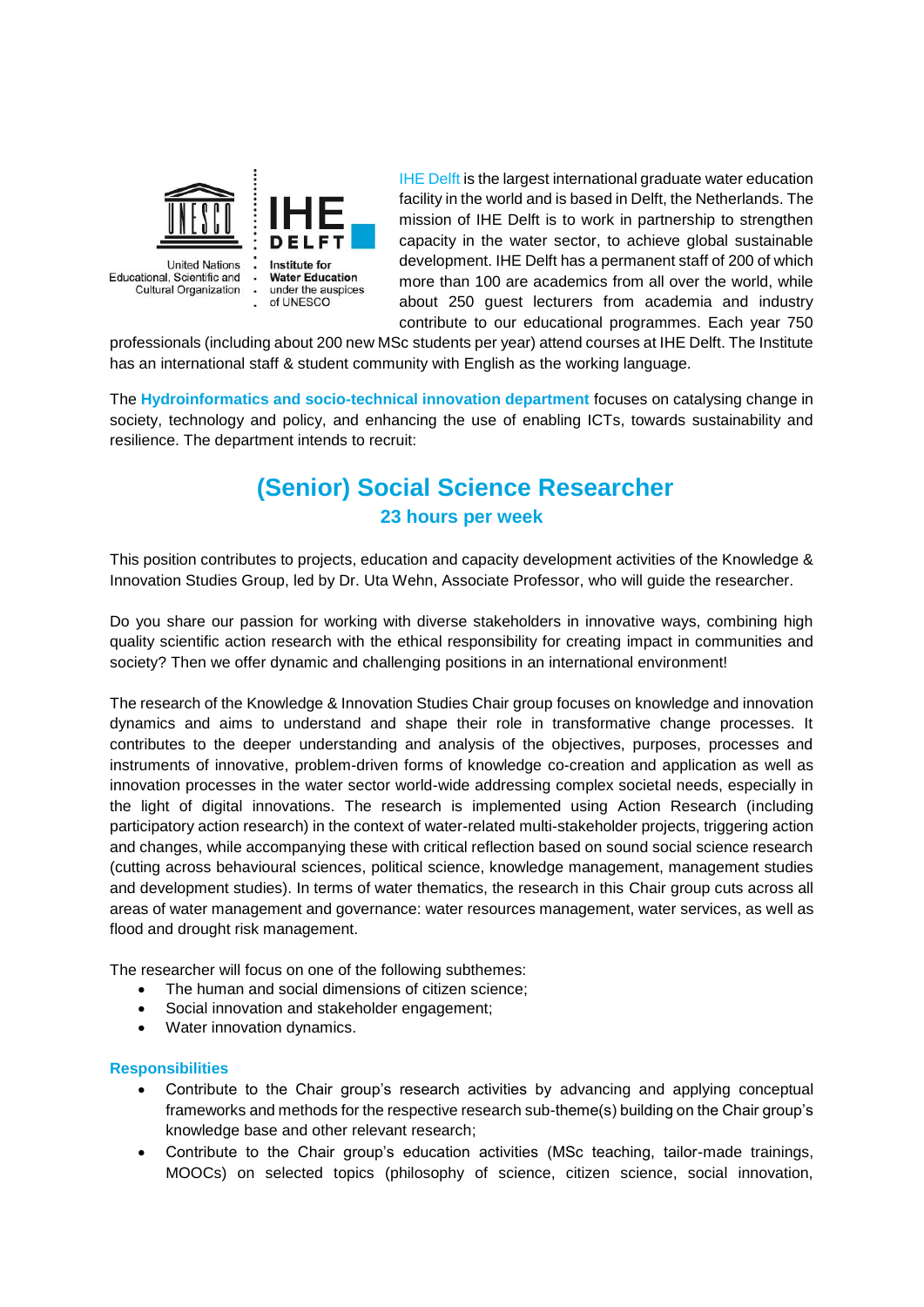IHE Delft is the largest international graduate water education facility in the world and is based in Delft, the Netherlands. The mission of IHE Delft is to work in partnership to strengthen capacity in the water sector, to achieve global sustainable development. IHE Delft has a permanent staff of 200 of which more than 100 are academics from all over the world, while about 250 guest lecturers from academia and industry contribute to our educational programmes. Each year 750 professionals (including about 200 new MSc students per year) attend courses at IHE Delft. The Institute has an international staff & student community with English as the working language.

The **Hydroinformatics and socio-technical innovation department** focuses on catalysing change in society, technology and policy, and enhancing the use of enabling ICTs, towards sustainability and resilience. The department intends to recruit:

# (Senior) Social Science Researcher

## 23 hours per week

This position contributes to projects, education and capacity development activities of the Knowledge & Innovation Studies Group, led by Dr. Uta Wehn, Associate Professor, who will guide the researcher.

Do you share our passion for working with diverse stakeholders in innovative ways, combining high quality scientific action research with the ethical responsibility for creating impact in communities and society? Then we offer dynamic and challenging positions in an international environment!

The research of the Knowledge & Innovation Studies Chair group focuses on knowledge and innovation dynamics and aims to understand and shape their role in transformative change processes. It contributes to the deeper understanding and analysis of the objectives, purposes, processes and instruments of innovative, problem-driven forms of knowledge co-creation and application as well as innovation processes in the water sector world-wide addressing complex societal needs, especially in the light of digital innovations. The research is implemented using Action Research (including participatory action research) in the context of water-related multi-stakeholder projects, triggering action and changes, while accompanying these with critical reflection based on sound social science research (cutting across behavioural sciences, political science, knowledge management, management studies and development studies). In terms of water thematics, the research in this Chair group cuts across all areas of water management and governance: water resources management, water services, as well as flood and drought risk management.

The researcher will focus on one of the following subthemes:

- The human and social dimensions of citizen science;
- Social innovation and stakeholder engagement;
- Water innovation dynamics.

### Responsibilities

- Contribute to the Chair group's research activities by advancing and applying conceptual frameworks and methods for the respective research sub-theme(s) building on the Chair group's knowledge base and other relevant research;
- Contribute to the Chair group's education activities (MSc teaching, tailor-made trainings, MOOCs) on selected topics (philosophy of science, citizen science, social innovation,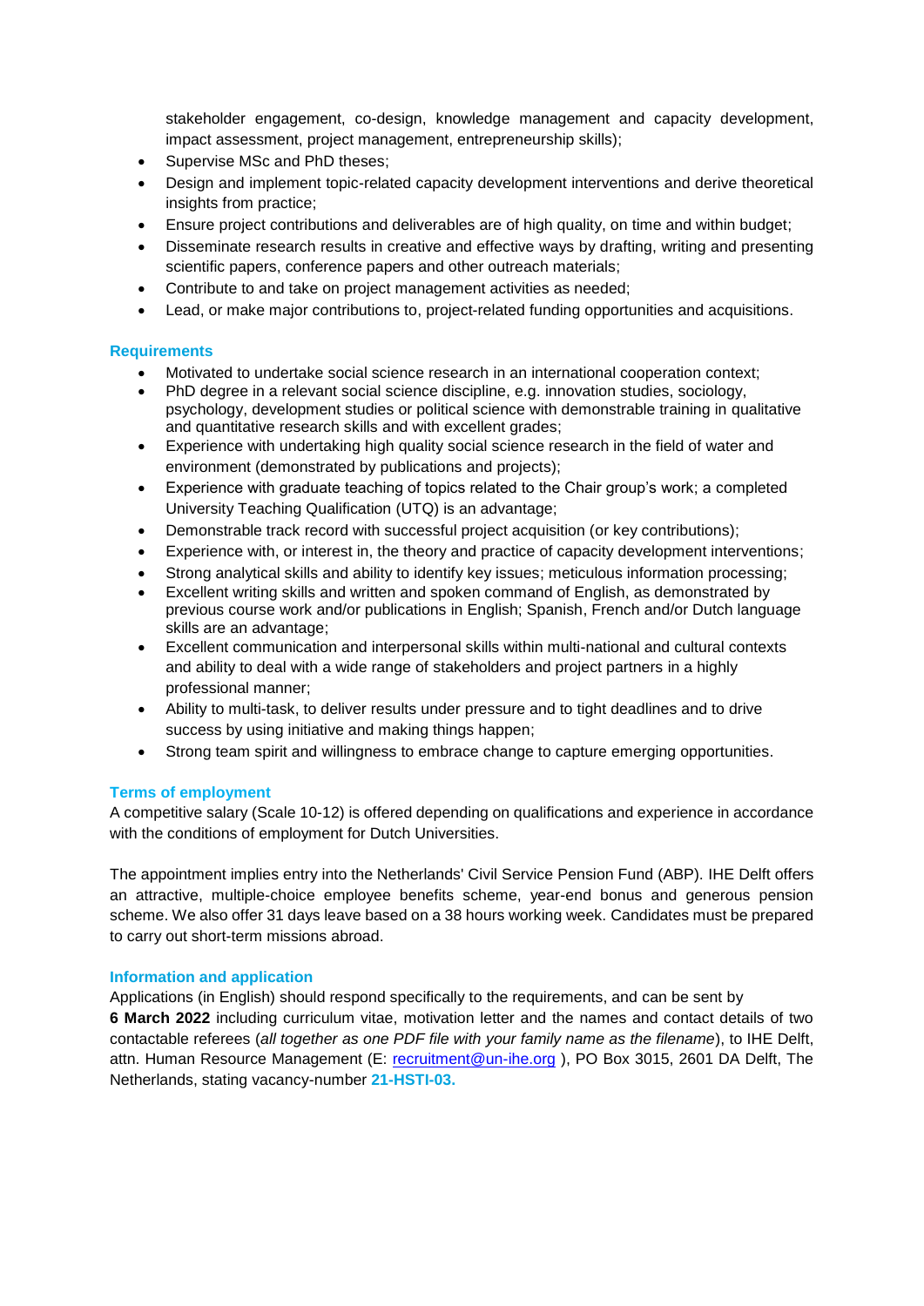stakeholder engagement, co-design, knowledge management and capacity development, impact assessment, project management, entrepreneurship skills);

- Supervise MSc and PhD theses;
- Design and implement topic-related capacity development interventions and derive theoretical insights from practice;
- Ensure project contributions and deliverables are of high quality, on time and within budget;
- Disseminate research results in creative and effective ways by drafting, writing and presenting scientific papers, conference papers and other outreach materials;
- Contribute to and take on project management activities as needed;
- Lead, or make major contributions to, project-related funding opportunities and acquisitions.

### Requirements

- Motivated to undertake social science research in an international cooperation context;
- PhD degree in a relevant social science discipline, e.g. innovation studies, sociology, psychology, development studies or political science with demonstrable training in qualitative and quantitative research skills and with excellent grades;
- Experience with undertaking high quality social science research in the field of water and environment (demonstrated by publications and projects);
- Experience with graduate teaching of topics related to the Chair group's work; a completed University Teaching Qualification (UTQ) is an advantage;
- Demonstrable track record with successful project acquisition (or key contributions);
- Experience with, or interest in, the theory and practice of capacity development interventions;
- Strong analytical skills and ability to identify key issues; meticulous information processing;
- Excellent writing skills and written and spoken command of English, as demonstrated by previous course work and/or publications in English; Spanish, French and/or Dutch language skills are an advantage;
- Excellent communication and interpersonal skills within multi-national and cultural contexts and ability to deal with a wide range of stakeholders and project partners in a highly professional manner;
- Ability to multi-task, to deliver results under pressure and to tight deadlines and to drive success by using initiative and making things happen;
- Strong team spirit and willingness to embrace change to capture emerging opportunities.

### Terms of employment

A competitive salary (Scale 10-12) is offered depending on qualifications and experience in accordance with the conditions of employment for Dutch Universities.

The appointment implies entry into the Netherlands' Civil Service Pension Fund (ABP). IHE Delft offers an attractive, multiple-choice employee benefits scheme, year-end bonus and generous pension scheme. We also offer 31 days leave based on a 38 hours working week. Candidates must be prepared to carry out short-term missions abroad.

### Information and application

Applications (in English) should respond specifically to the requirements, and can be sent by **6 March 2022** including curriculum vitae, motivation letter and the names and contact details of two contactable referees (*all together as one PDF file with your family name as the filename*), to IHE Delft, attn. Human Resource Management (E: recruitment@un-ihe.org ), PO Box 3015, 2601 DA Delft, The Netherlands, stating vacancy-number **21-HSTI-03.**